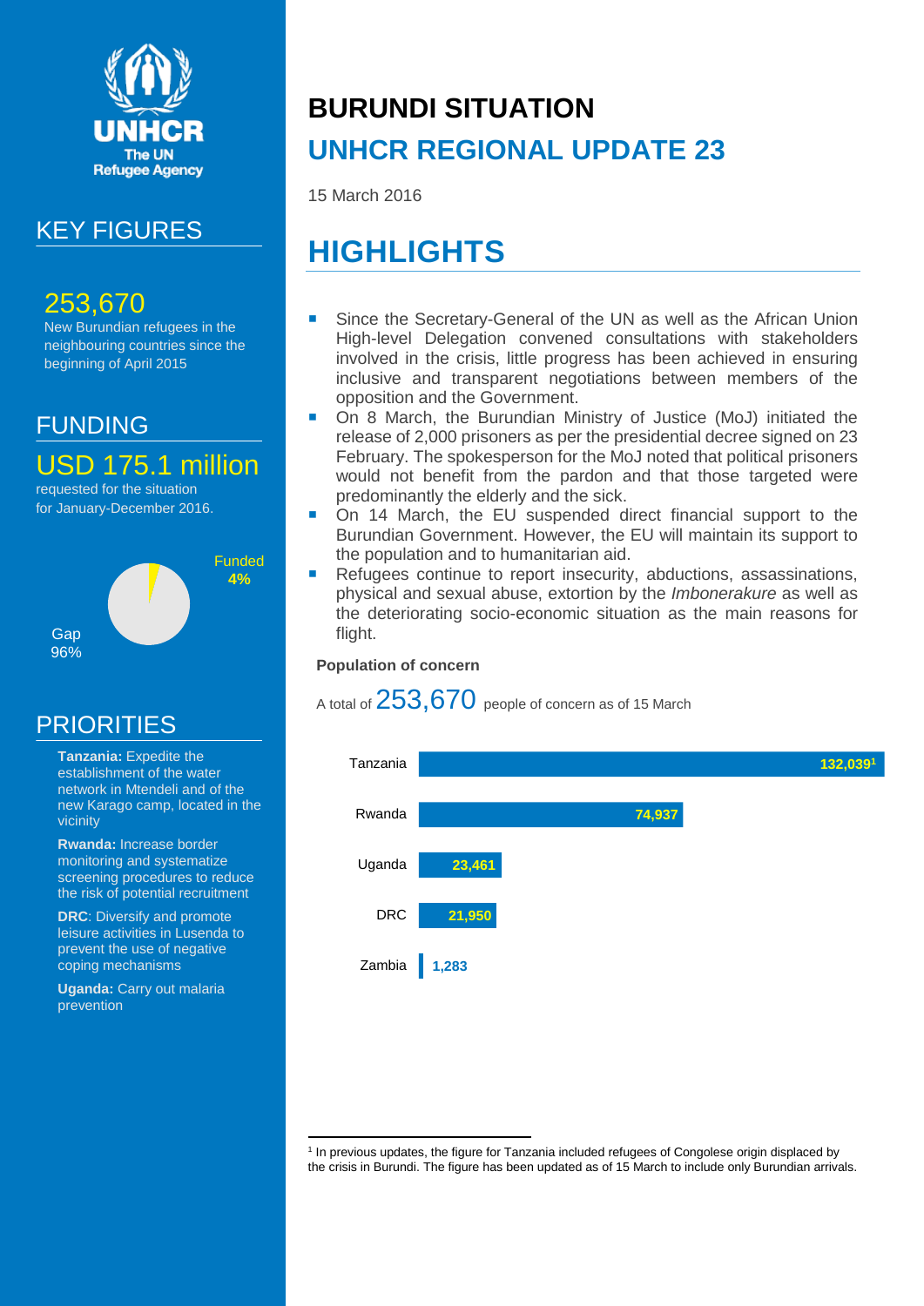# BURUNDI SITUATION

## UNHCR REGIONAL UPDATE 23

15 March 2016

## KEY FIGURES

**253,670**
New Burundian refugees in the neighbouring countries since the beginning of April 2015

## FUNDING

**USD 175.1 million**
requested for the situation for January-December 2016.

Funded
4%

Gap
96%

## PRIORITIES

- **Tanzania:** Expedite the establishment of the water network in Mtendeli and of the new Karago camp, located in the vicinity
- **Rwanda:** Increase border monitoring and systematize screening procedures to reduce the risk of potential recruitment
- **DRC**: Diversify and promote leisure activities in Lusenda to prevent the use of negative coping mechanisms
- **Uganda:** Carry out malaria prevention

## HIGHLIGHTS

- Since the Secretary-General of the UN as well as the African Union High-level Delegation convened consultations with stakeholders involved in the crisis, little progress has been achieved in ensuring inclusive and transparent negotiations between members of the opposition and the Government.
- On 8 March, the Burundian Ministry of Justice (MoJ) initiated the release of 2,000 prisoners as per the presidential decree signed on 23 February. The spokesperson for the MoJ noted that political prisoners would not benefit from the pardon and that those targeted were predominantly the elderly and the sick.
- On 14 March, the EU suspended direct financial support to the Burundian Government. However, the EU will maintain its support to the population and to humanitarian aid.
- Refugees continue to report insecurity, abductions, assassinations, physical and sexual abuse, extortion by the *Imbonerakure* as well as the deteriorating socio-economic situation as the main reasons for flight.

**Population of concern**

A total of 253,670 people of concern as of 15 March

Tanzania 132,039[1]
Rwanda 74,937
Uganda 23,461
DRC 21,950
Zambia 1,283

[1] In previous updates, the figure for Tanzania included refugees of Congolese origin displaced by the crisis in Burundi. The figure has been updated as of 15 March to include only Burundian arrivals.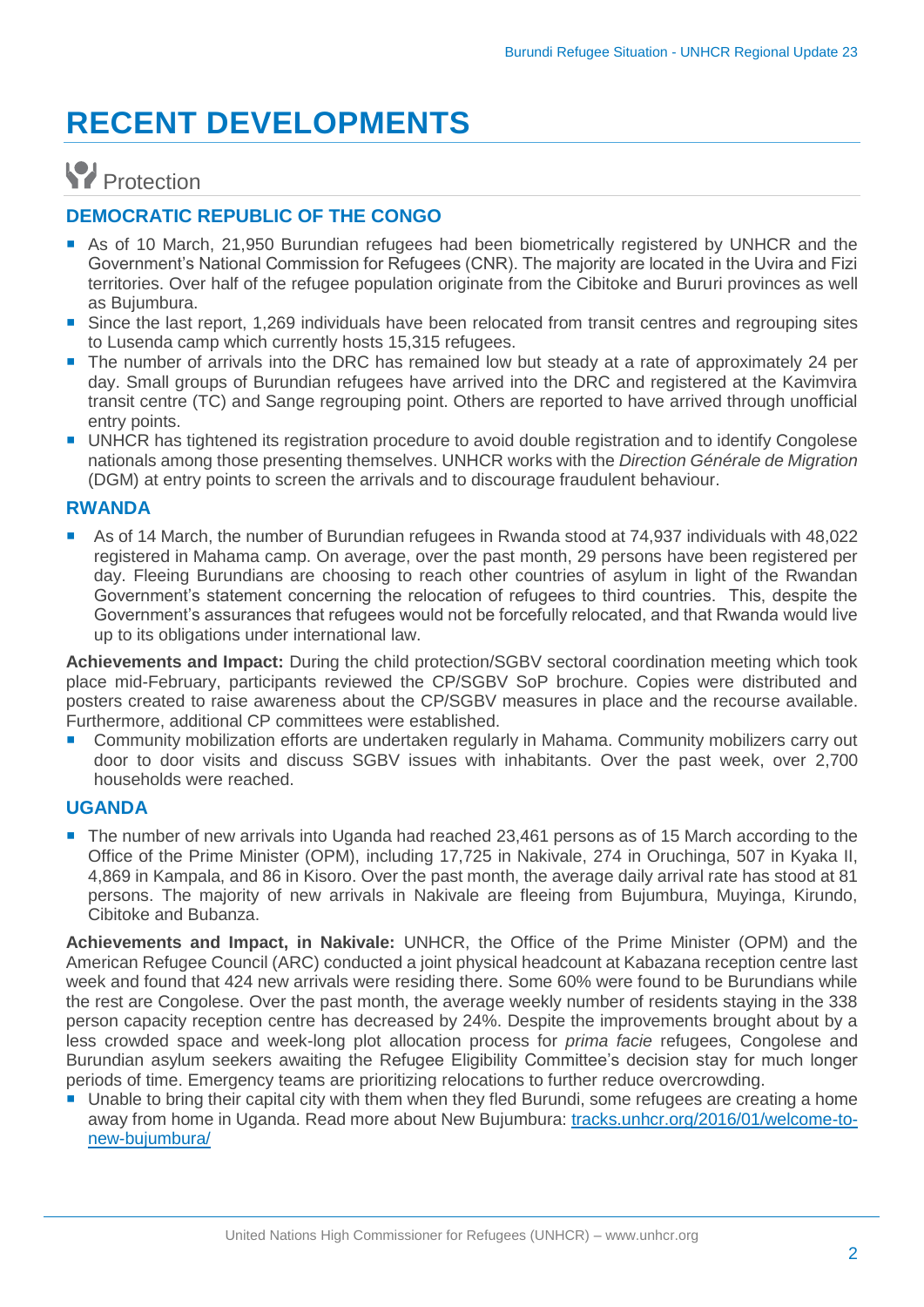# RECENT DEVELOPMENTS

## Protection

### DEMOCRATIC REPUBLIC OF THE CONGO

- As of 10 March, 21,950 Burundian refugees had been biometrically registered by UNHCR and the Government's National Commission for Refugees (CNR). The majority are located in the Uvira and Fizi territories. Over half of the refugee population originate from the Cibitoke and Bururi provinces as well as Bujumbura.
- Since the last report, 1,269 individuals have been relocated from transit centres and regrouping sites to Lusenda camp which currently hosts 15,315 refugees.
- The number of arrivals into the DRC has remained low but steady at a rate of approximately 24 per day. Small groups of Burundian refugees have arrived into the DRC and registered at the Kavimvira transit centre (TC) and Sange regrouping point. Others are reported to have arrived through unofficial entry points.
- UNHCR has tightened its registration procedure to avoid double registration and to identify Congolese nationals among those presenting themselves. UNHCR works with the *Direction Générale de Migration* (DGM) at entry points to screen the arrivals and to discourage fraudulent behaviour.

### RWANDA

- As of 14 March, the number of Burundian refugees in Rwanda stood at 74,937 individuals with 48,022 registered in Mahama camp. On average, over the past month, 29 persons have been registered per day. Fleeing Burundians are choosing to reach other countries of asylum in light of the Rwandan Government's statement concerning the relocation of refugees to third countries. This, despite the Government's assurances that refugees would not be forcefully relocated, and that Rwanda would live up to its obligations under international law.

**Achievements and Impact:** During the child protection/SGBV sectoral coordination meeting which took place mid-February, participants reviewed the CP/SGBV SoP brochure. Copies were distributed and posters created to raise awareness about the CP/SGBV measures in place and the recourse available. Furthermore, additional CP committees were established.

- Community mobilization efforts are undertaken regularly in Mahama. Community mobilizers carry out door to door visits and discuss SGBV issues with inhabitants. Over the past week, over 2,700 households were reached.

### UGANDA

- The number of new arrivals into Uganda had reached 23,461 persons as of 15 March according to the Office of the Prime Minister (OPM), including 17,725 in Nakivale, 274 in Oruchinga, 507 in Kyaka II, 4,869 in Kampala, and 86 in Kisoro. Over the past month, the average daily arrival rate has stood at 81 persons. The majority of new arrivals in Nakivale are fleeing from Bujumbura, Muyinga, Kirundo, Cibitoke and Bubanza.

**Achievements and Impact, in Nakivale:** UNHCR, the Office of the Prime Minister (OPM) and the American Refugee Council (ARC) conducted a joint physical headcount at Kabazana reception centre last week and found that 424 new arrivals were residing there. Some 60% were found to be Burundians while the rest are Congolese. Over the past month, the average weekly number of residents staying in the 338 person capacity reception centre has decreased by 24%. Despite the improvements brought about by a less crowded space and week-long plot allocation process for *prima facie* refugees, Congolese and Burundian asylum seekers awaiting the Refugee Eligibility Committee's decision stay for much longer periods of time. Emergency teams are prioritizing relocations to further reduce overcrowding.

- Unable to bring their capital city with them when they fled Burundi, some refugees are creating a home away from home in Uganda. Read more about New Bujumbura: [tracks.unhcr.org/2016/01/welcome-to-new-bujumbura/](tracks.unhcr.org/2016/01/welcome-to-new-bujumbura/)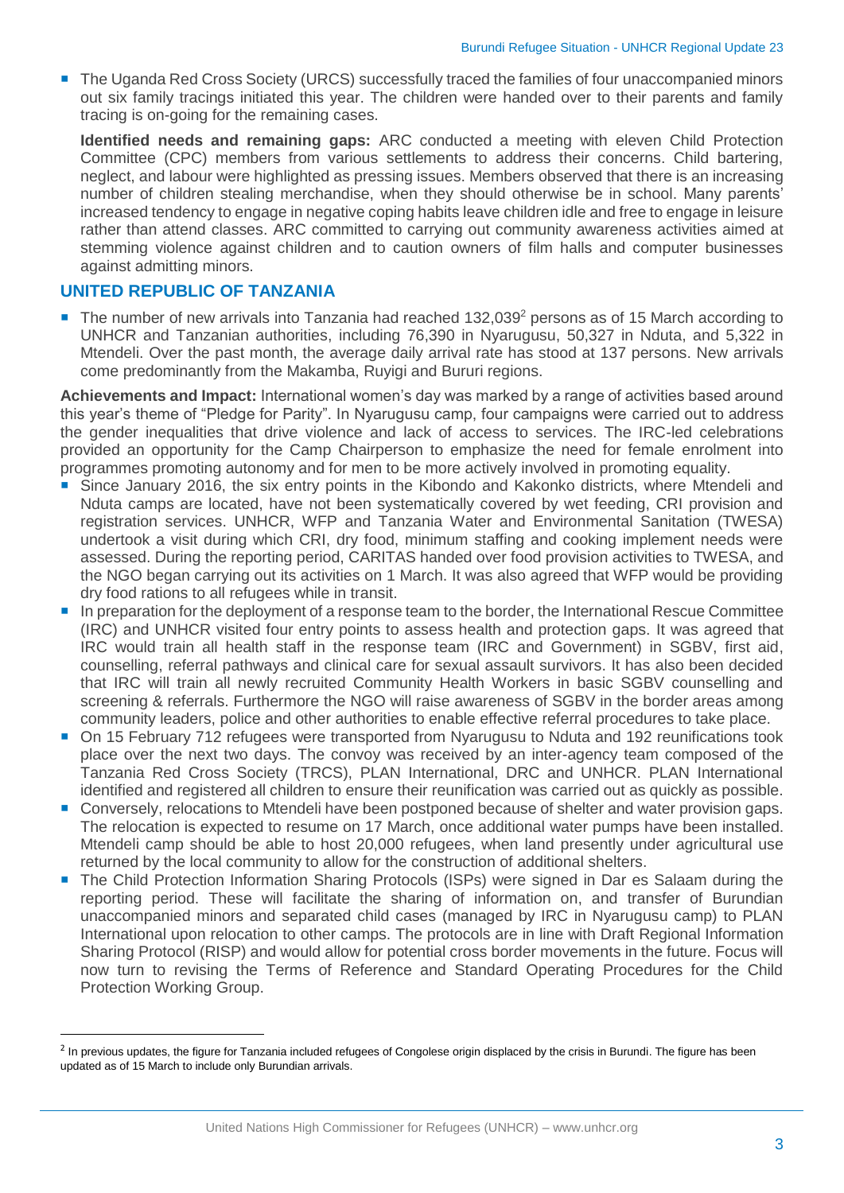- The Uganda Red Cross Society (URCS) successfully traced the families of four unaccompanied minors out six family tracings initiated this year. The children were handed over to their parents and family tracing is on-going for the remaining cases.

  **Identified needs and remaining gaps:** ARC conducted a meeting with eleven Child Protection Committee (CPC) members from various settlements to address their concerns. Child bartering, neglect, and labour were highlighted as pressing issues. Members observed that there is an increasing number of children stealing merchandise, when they should otherwise be in school. Many parents' increased tendency to engage in negative coping habits leave children idle and free to engage in leisure rather than attend classes. ARC committed to carrying out community awareness activities aimed at stemming violence against children and to caution owners of film halls and computer businesses against admitting minors.

## UNITED REPUBLIC OF TANZANIA

- The number of new arrivals into Tanzania had reached 132,039[2] persons as of 15 March according to UNHCR and Tanzanian authorities, including 76,390 in Nyarugusu, 50,327 in Nduta, and 5,322 in Mtendeli. Over the past month, the average daily arrival rate has stood at 137 persons. New arrivals come predominantly from the Makamba, Ruyigi and Bururi regions.

**Achievements and Impact:** International women's day was marked by a range of activities based around this year's theme of "Pledge for Parity". In Nyarugusu camp, four campaigns were carried out to address the gender inequalities that drive violence and lack of access to services. The IRC-led celebrations provided an opportunity for the Camp Chairperson to emphasize the need for female enrolment into programmes promoting autonomy and for men to be more actively involved in promoting equality.

- Since January 2016, the six entry points in the Kibondo and Kakonko districts, where Mtendeli and Nduta camps are located, have not been systematically covered by wet feeding, CRI provision and registration services. UNHCR, WFP and Tanzania Water and Environmental Sanitation (TWESA) undertook a visit during which CRI, dry food, minimum staffing and cooking implement needs were assessed. During the reporting period, CARITAS handed over food provision activities to TWESA, and the NGO began carrying out its activities on 1 March. It was also agreed that WFP would be providing dry food rations to all refugees while in transit.
- In preparation for the deployment of a response team to the border, the International Rescue Committee (IRC) and UNHCR visited four entry points to assess health and protection gaps. It was agreed that IRC would train all health staff in the response team (IRC and Government) in SGBV, first aid, counselling, referral pathways and clinical care for sexual assault survivors. It has also been decided that IRC will train all newly recruited Community Health Workers in basic SGBV counselling and screening & referrals. Furthermore the NGO will raise awareness of SGBV in the border areas among community leaders, police and other authorities to enable effective referral procedures to take place.
- On 15 February 712 refugees were transported from Nyarugusu to Nduta and 192 reunifications took place over the next two days. The convoy was received by an inter-agency team composed of the Tanzania Red Cross Society (TRCS), PLAN International, DRC and UNHCR. PLAN International identified and registered all children to ensure their reunification was carried out as quickly as possible.
- Conversely, relocations to Mtendeli have been postponed because of shelter and water provision gaps. The relocation is expected to resume on 17 March, once additional water pumps have been installed. Mtendeli camp should be able to host 20,000 refugees, when land presently under agricultural use returned by the local community to allow for the construction of additional shelters.
- The Child Protection Information Sharing Protocols (ISPs) were signed in Dar es Salaam during the reporting period. These will facilitate the sharing of information on, and transfer of Burundian unaccompanied minors and separated child cases (managed by IRC in Nyarugusu camp) to PLAN International upon relocation to other camps. The protocols are in line with Draft Regional Information Sharing Protocol (RISP) and would allow for potential cross border movements in the future. Focus will now turn to revising the Terms of Reference and Standard Operating Procedures for the Child Protection Working Group.

[2] In previous updates, the figure for Tanzania included refugees of Congolese origin displaced by the crisis in Burundi. The figure has been updated as of 15 March to include only Burundian arrivals.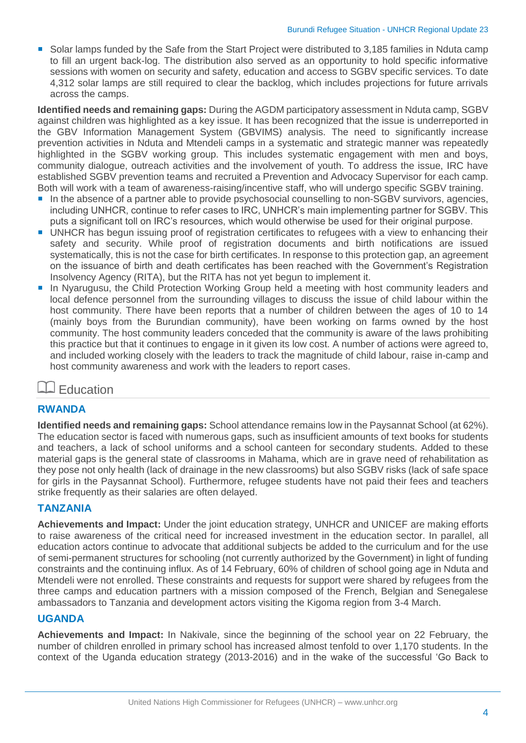- Solar lamps funded by the Safe from the Start Project were distributed to 3,185 families in Nduta camp to fill an urgent back-log. The distribution also served as an opportunity to hold specific informative sessions with women on security and safety, education and access to SGBV specific services. To date 4,312 solar lamps are still required to clear the backlog, which includes projections for future arrivals across the camps.

**Identified needs and remaining gaps:** During the AGDM participatory assessment in Nduta camp, SGBV against children was highlighted as a key issue. It has been recognized that the issue is underreported in the GBV Information Management System (GBVIMS) analysis. The need to significantly increase prevention activities in Nduta and Mtendeli camps in a systematic and strategic manner was repeatedly highlighted in the SGBV working group. This includes systematic engagement with men and boys, community dialogue, outreach activities and the involvement of youth. To address the issue, IRC have established SGBV prevention teams and recruited a Prevention and Advocacy Supervisor for each camp. Both will work with a team of awareness-raising/incentive staff, who will undergo specific SGBV training.

- In the absence of a partner able to provide psychosocial counselling to non-SGBV survivors, agencies, including UNHCR, continue to refer cases to IRC, UNHCR's main implementing partner for SGBV. This puts a significant toll on IRC's resources, which would otherwise be used for their original purpose.
- UNHCR has begun issuing proof of registration certificates to refugees with a view to enhancing their safety and security. While proof of registration documents and birth notifications are issued systematically, this is not the case for birth certificates. In response to this protection gap, an agreement on the issuance of birth and death certificates has been reached with the Government's Registration Insolvency Agency (RITA), but the RITA has not yet begun to implement it.
- In Nyarugusu, the Child Protection Working Group held a meeting with host community leaders and local defence personnel from the surrounding villages to discuss the issue of child labour within the host community. There have been reports that a number of children between the ages of 10 to 14 (mainly boys from the Burundian community), have been working on farms owned by the host community. The host community leaders conceded that the community is aware of the laws prohibiting this practice but that it continues to engage in it given its low cost. A number of actions were agreed to, and included working closely with the leaders to track the magnitude of child labour, raise in-camp and host community awareness and work with the leaders to report cases.

## Education

### RWANDA

**Identified needs and remaining gaps:** School attendance remains low in the Paysannat School (at 62%). The education sector is faced with numerous gaps, such as insufficient amounts of text books for students and teachers, a lack of school uniforms and a school canteen for secondary students. Added to these material gaps is the general state of classrooms in Mahama, which are in grave need of rehabilitation as they pose not only health (lack of drainage in the new classrooms) but also SGBV risks (lack of safe space for girls in the Paysannat School). Furthermore, refugee students have not paid their fees and teachers strike frequently as their salaries are often delayed.

### TANZANIA

**Achievements and Impact:** Under the joint education strategy, UNHCR and UNICEF are making efforts to raise awareness of the critical need for increased investment in the education sector. In parallel, all education actors continue to advocate that additional subjects be added to the curriculum and for the use of semi-permanent structures for schooling (not currently authorized by the Government) in light of funding constraints and the continuing influx. As of 14 February, 60% of children of school going age in Nduta and Mtendeli were not enrolled. These constraints and requests for support were shared by refugees from the three camps and education partners with a mission composed of the French, Belgian and Senegalese ambassadors to Tanzania and development actors visiting the Kigoma region from 3-4 March.

### UGANDA

**Achievements and Impact:** In Nakivale, since the beginning of the school year on 22 February, the number of children enrolled in primary school has increased almost tenfold to over 1,170 students. In the context of the Uganda education strategy (2013-2016) and in the wake of the successful 'Go Back to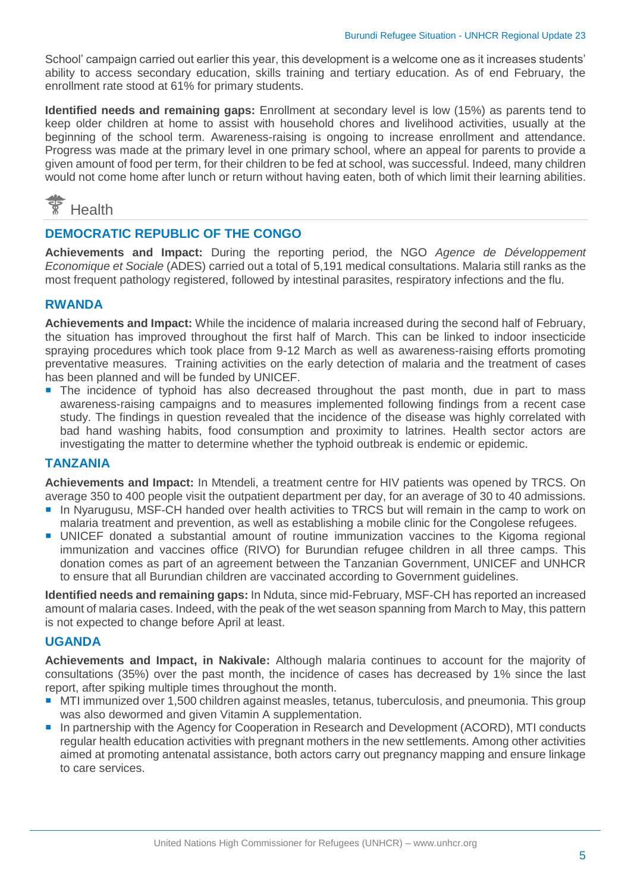School' campaign carried out earlier this year, this development is a welcome one as it increases students' ability to access secondary education, skills training and tertiary education. As of end February, the enrollment rate stood at 61% for primary students.

**Identified needs and remaining gaps:** Enrollment at secondary level is low (15%) as parents tend to keep older children at home to assist with household chores and livelihood activities, usually at the beginning of the school term. Awareness-raising is ongoing to increase enrollment and attendance. Progress was made at the primary level in one primary school, where an appeal for parents to provide a given amount of food per term, for their children to be fed at school, was successful. Indeed, many children would not come home after lunch or return without having eaten, both of which limit their learning abilities.

## Health

### DEMOCRATIC REPUBLIC OF THE CONGO

**Achievements and Impact:** During the reporting period, the NGO *Agence de Développement Economique et Sociale* (ADES) carried out a total of 5,191 medical consultations. Malaria still ranks as the most frequent pathology registered, followed by intestinal parasites, respiratory infections and the flu.

### RWANDA

**Achievements and Impact:** While the incidence of malaria increased during the second half of February, the situation has improved throughout the first half of March. This can be linked to indoor insecticide spraying procedures which took place from 9-12 March as well as awareness-raising efforts promoting preventative measures. Training activities on the early detection of malaria and the treatment of cases has been planned and will be funded by UNICEF.

- The incidence of typhoid has also decreased throughout the past month, due in part to mass awareness-raising campaigns and to measures implemented following findings from a recent case study. The findings in question revealed that the incidence of the disease was highly correlated with bad hand washing habits, food consumption and proximity to latrines. Health sector actors are investigating the matter to determine whether the typhoid outbreak is endemic or epidemic.

### TANZANIA

**Achievements and Impact:** In Mtendeli, a treatment centre for HIV patients was opened by TRCS. On average 350 to 400 people visit the outpatient department per day, for an average of 30 to 40 admissions.

- In Nyarugusu, MSF-CH handed over health activities to TRCS but will remain in the camp to work on malaria treatment and prevention, as well as establishing a mobile clinic for the Congolese refugees.
- UNICEF donated a substantial amount of routine immunization vaccines to the Kigoma regional immunization and vaccines office (RIVO) for Burundian refugee children in all three camps. This donation comes as part of an agreement between the Tanzanian Government, UNICEF and UNHCR to ensure that all Burundian children are vaccinated according to Government guidelines.

**Identified needs and remaining gaps:** In Nduta, since mid-February, MSF-CH has reported an increased amount of malaria cases. Indeed, with the peak of the wet season spanning from March to May, this pattern is not expected to change before April at least.

### UGANDA

**Achievements and Impact, in Nakivale:** Although malaria continues to account for the majority of consultations (35%) over the past month, the incidence of cases has decreased by 1% since the last report, after spiking multiple times throughout the month.

- MTI immunized over 1,500 children against measles, tetanus, tuberculosis, and pneumonia. This group was also dewormed and given Vitamin A supplementation.
- In partnership with the Agency for Cooperation in Research and Development (ACORD), MTI conducts regular health education activities with pregnant mothers in the new settlements. Among other activities aimed at promoting antenatal assistance, both actors carry out pregnancy mapping and ensure linkage to care services.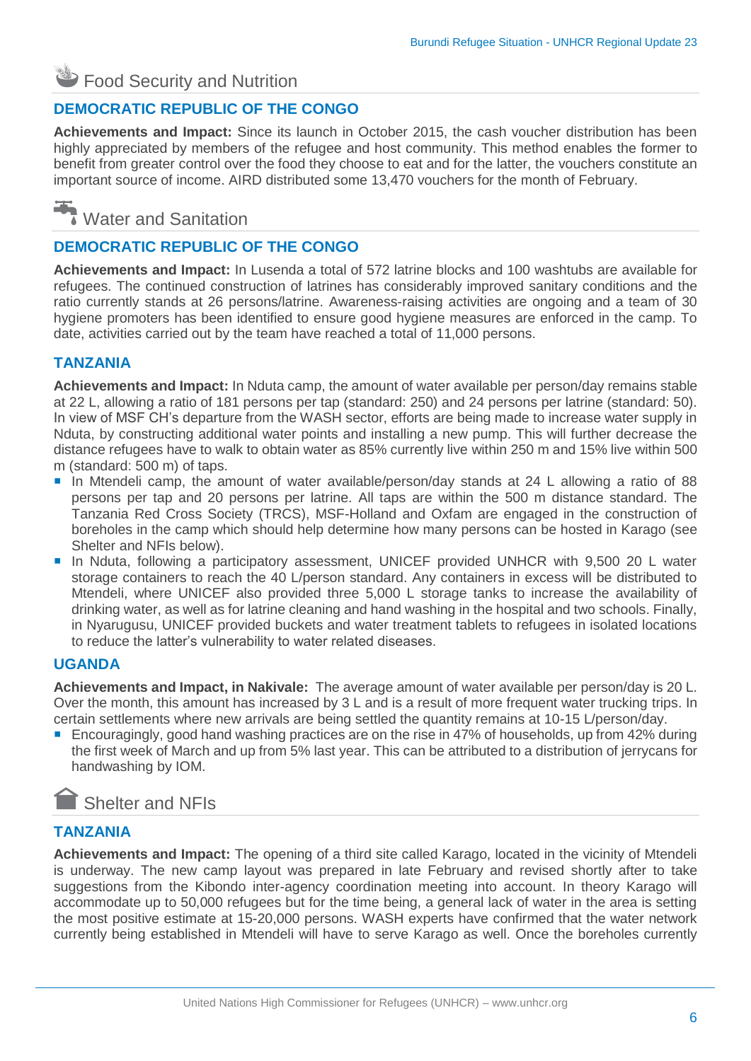## Food Security and Nutrition

### DEMOCRATIC REPUBLIC OF THE CONGO

**Achievements and Impact:** Since its launch in October 2015, the cash voucher distribution has been highly appreciated by members of the refugee and host community. This method enables the former to benefit from greater control over the food they choose to eat and for the latter, the vouchers constitute an important source of income. AIRD distributed some 13,470 vouchers for the month of February.

## Water and Sanitation

### DEMOCRATIC REPUBLIC OF THE CONGO

**Achievements and Impact:** In Lusenda a total of 572 latrine blocks and 100 washtubs are available for refugees. The continued construction of latrines has considerably improved sanitary conditions and the ratio currently stands at 26 persons/latrine. Awareness-raising activities are ongoing and a team of 30 hygiene promoters has been identified to ensure good hygiene measures are enforced in the camp. To date, activities carried out by the team have reached a total of 11,000 persons.

### TANZANIA

**Achievements and Impact:** In Nduta camp, the amount of water available per person/day remains stable at 22 L, allowing a ratio of 181 persons per tap (standard: 250) and 24 persons per latrine (standard: 50). In view of MSF CH's departure from the WASH sector, efforts are being made to increase water supply in Nduta, by constructing additional water points and installing a new pump. This will further decrease the distance refugees have to walk to obtain water as 85% currently live within 250 m and 15% live within 500 m (standard: 500 m) of taps.

- In Mtendeli camp, the amount of water available/person/day stands at 24 L allowing a ratio of 88 persons per tap and 20 persons per latrine. All taps are within the 500 m distance standard. The Tanzania Red Cross Society (TRCS), MSF-Holland and Oxfam are engaged in the construction of boreholes in the camp which should help determine how many persons can be hosted in Karago (see Shelter and NFIs below).
- In Nduta, following a participatory assessment, UNICEF provided UNHCR with 9,500 20 L water storage containers to reach the 40 L/person standard. Any containers in excess will be distributed to Mtendeli, where UNICEF also provided three 5,000 L storage tanks to increase the availability of drinking water, as well as for latrine cleaning and hand washing in the hospital and two schools. Finally, in Nyarugusu, UNICEF provided buckets and water treatment tablets to refugees in isolated locations to reduce the latter's vulnerability to water related diseases.

### UGANDA

**Achievements and Impact, in Nakivale:** The average amount of water available per person/day is 20 L. Over the month, this amount has increased by 3 L and is a result of more frequent water trucking trips. In certain settlements where new arrivals are being settled the quantity remains at 10-15 L/person/day.

- Encouragingly, good hand washing practices are on the rise in 47% of households, up from 42% during the first week of March and up from 5% last year. This can be attributed to a distribution of jerrycans for handwashing by IOM.

## Shelter and NFIs

### TANZANIA

**Achievements and Impact:** The opening of a third site called Karago, located in the vicinity of Mtendeli is underway. The new camp layout was prepared in late February and revised shortly after to take suggestions from the Kibondo inter-agency coordination meeting into account. In theory Karago will accommodate up to 50,000 refugees but for the time being, a general lack of water in the area is setting the most positive estimate at 15-20,000 persons. WASH experts have confirmed that the water network currently being established in Mtendeli will have to serve Karago as well. Once the boreholes currently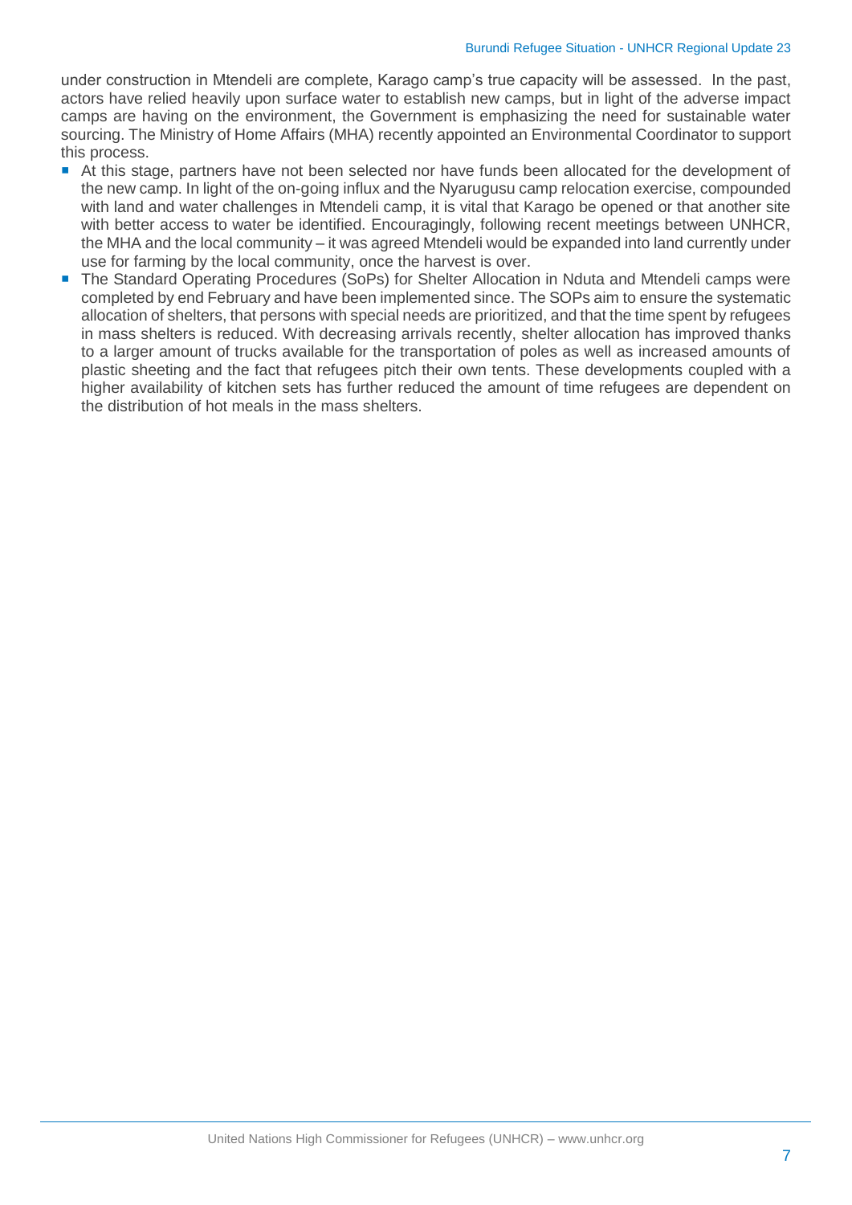under construction in Mtendeli are complete, Karago camp's true capacity will be assessed. In the past, actors have relied heavily upon surface water to establish new camps, but in light of the adverse impact camps are having on the environment, the Government is emphasizing the need for sustainable water sourcing. The Ministry of Home Affairs (MHA) recently appointed an Environmental Coordinator to support this process.

- At this stage, partners have not been selected nor have funds been allocated for the development of the new camp. In light of the on-going influx and the Nyarugusu camp relocation exercise, compounded with land and water challenges in Mtendeli camp, it is vital that Karago be opened or that another site with better access to water be identified. Encouragingly, following recent meetings between UNHCR, the MHA and the local community – it was agreed Mtendeli would be expanded into land currently under use for farming by the local community, once the harvest is over.
- The Standard Operating Procedures (SoPs) for Shelter Allocation in Nduta and Mtendeli camps were completed by end February and have been implemented since. The SOPs aim to ensure the systematic allocation of shelters, that persons with special needs are prioritized, and that the time spent by refugees in mass shelters is reduced. With decreasing arrivals recently, shelter allocation has improved thanks to a larger amount of trucks available for the transportation of poles as well as increased amounts of plastic sheeting and the fact that refugees pitch their own tents. These developments coupled with a higher availability of kitchen sets has further reduced the amount of time refugees are dependent on the distribution of hot meals in the mass shelters.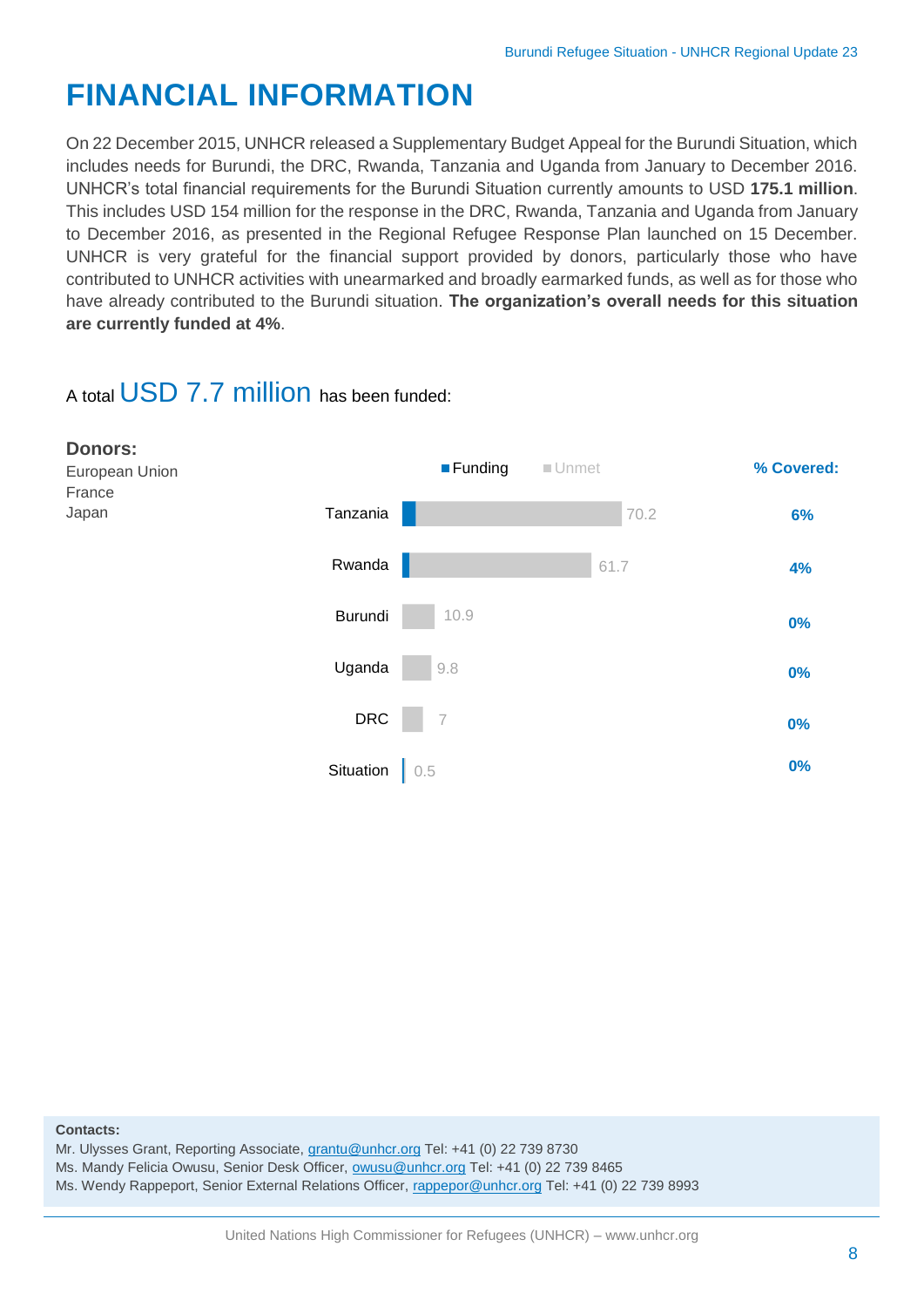# FINANCIAL INFORMATION

On 22 December 2015, UNHCR released a Supplementary Budget Appeal for the Burundi Situation, which includes needs for Burundi, the DRC, Rwanda, Tanzania and Uganda from January to December 2016. UNHCR's total financial requirements for the Burundi Situation currently amounts to USD **175.1 million**. This includes USD 154 million for the response in the DRC, Rwanda, Tanzania and Uganda from January to December 2016, as presented in the Regional Refugee Response Plan launched on 15 December. UNHCR is very grateful for the financial support provided by donors, particularly those who have contributed to UNHCR activities with unearmarked and broadly earmarked funds, as well as for those who have already contributed to the Burundi situation. **The organization's overall needs for this situation are currently funded at 4%**.

A total USD 7.7 million has been funded:

**Donors:**
European Union
France
Japan

Funding
Unmet
% Covered:

Tanzania 70.2 6%
Rwanda 61.7 4%
Burundi 10.9 0%
Uganda 9.8 0%
DRC 7 0%
Situation 0.5 0%

**Contacts:**
Mr. Ulysses Grant, Reporting Associate, grantu@unhcr.org Tel: +41 (0) 22 739 8730
Ms. Mandy Felicia Owusu, Senior Desk Officer, owusu@unhcr.org Tel: +41 (0) 22 739 8465
Ms. Wendy Rappeport, Senior External Relations Officer, rappepor@unhcr.org Tel: +41 (0) 22 739 8993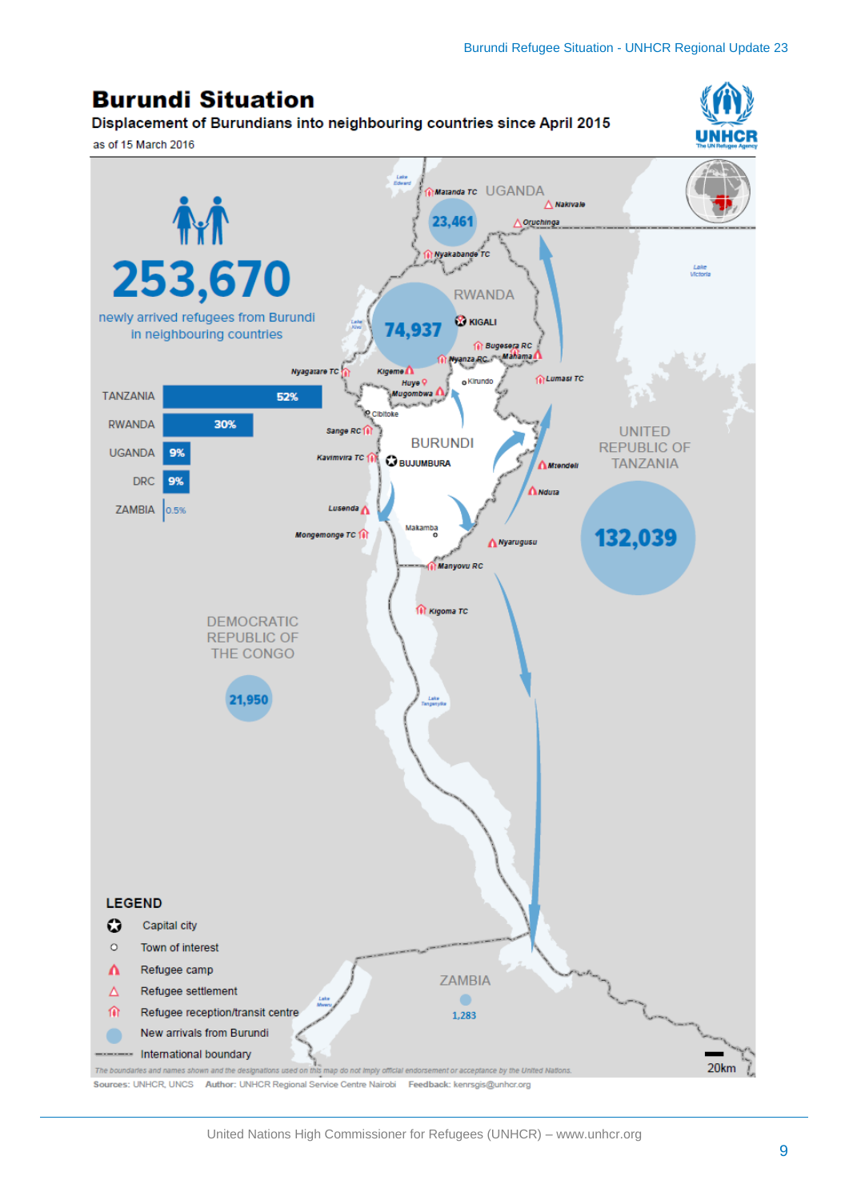# Burundi Situation

**Displacement of Burundians into neighbouring countries since April 2015**

as of 15 March 2016

253,670

newly arrived refugees from Burundi in neighbouring countries

TANZANIA 52%
RWANDA 30%
UGANDA 9%
DRC 9%
ZAMBIA 0.5%

UGANDA 23,461
RWANDA 74,937
UNITED REPUBLIC OF TANZANIA 132,039
DEMOCRATIC REPUBLIC OF THE CONGO 21,950
ZAMBIA 1,283
BURUNDI

Matanda TC, Nakivale, Oruchinga, Nyakabande TC, KIGALI, Bugesera RC, Nyanza RC, Mahama, Nyagatare TC, Kigeme, Huye, Mugombwa, Kirundo, Lumasi TC, Cibitoke, Sange RC, Kavimvira TC, BUJUMBURA, Mtendeli, Nduta, Lusenda, Mongemonge TC, Makamba, Nyarugusu, Manyovu RC, Kigoma TC

Lake Edward, Lake Kivu, Lake Victoria, Lake Tanganyika, Lake Mweru

**LEGEND**

- Capital city
- Town of interest
- Refugee camp
- Refugee settlement
- Refugee reception/transit centre
- New arrivals from Burundi
- International boundary

20km

The boundaries and names shown and the designations used on this map do not imply official endorsement or acceptance by the United Nations.

Sources: UNHCR, UNCS Author: UNHCR Regional Service Centre Nairobi Feedback: kenrsgis@unhcr.org